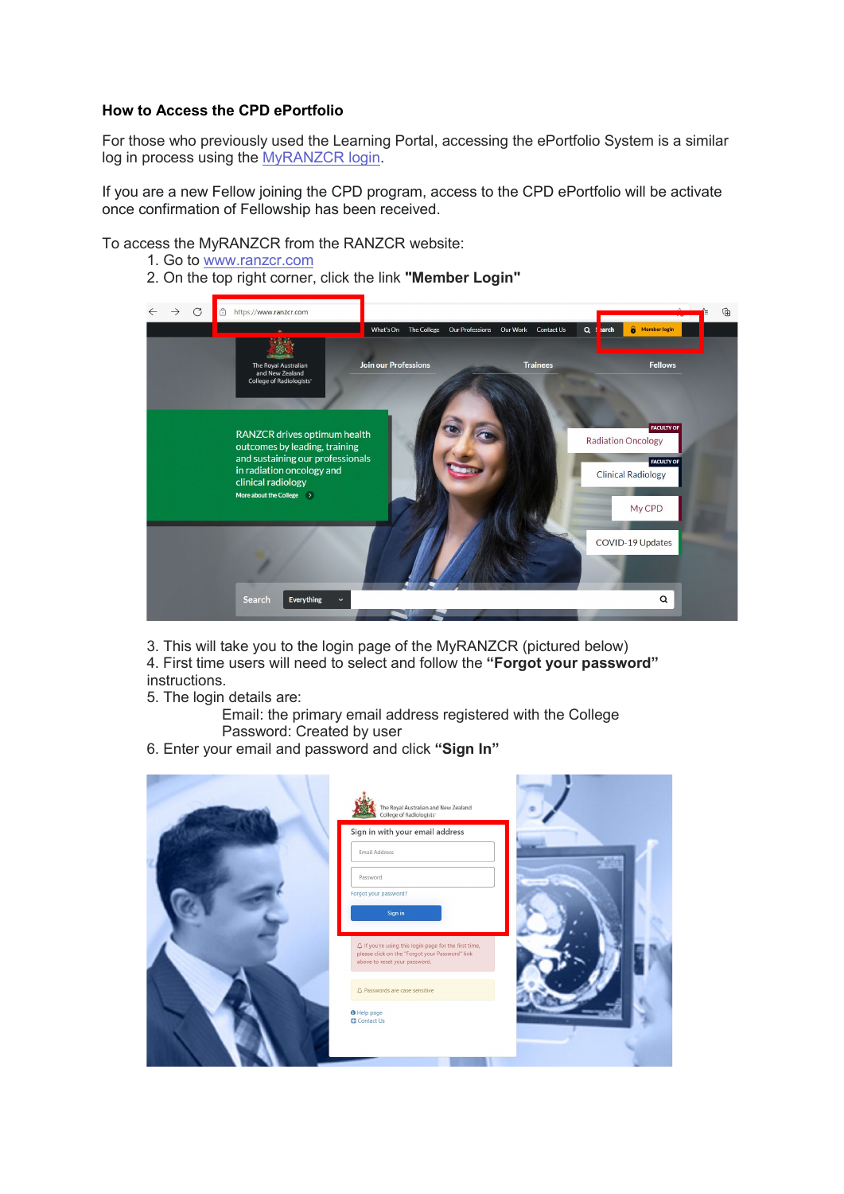### How to Access the CPD ePortfolio

For those who previously used the Learning Portal, accessing the ePortfolio System is a similar log in process using the MyRANZCR login.

If you are a new Fellow joining the CPD program, access to the CPD ePortfolio will be activate once confirmation of Fellowship has been received.

To access the MyRANZCR from the RANZCR website:

1. Go to www.ranzcr.com
2. On the top right corner, click the link **"Member Login"**

3. This will take you to the login page of the MyRANZCR (pictured below)
4. First time users will need to select and follow the **"Forgot your password"** instructions.
5. The login details are:

   Email: the primary email address registered with the College
   Password: Created by user
6. Enter your email and password and click **"Sign In"**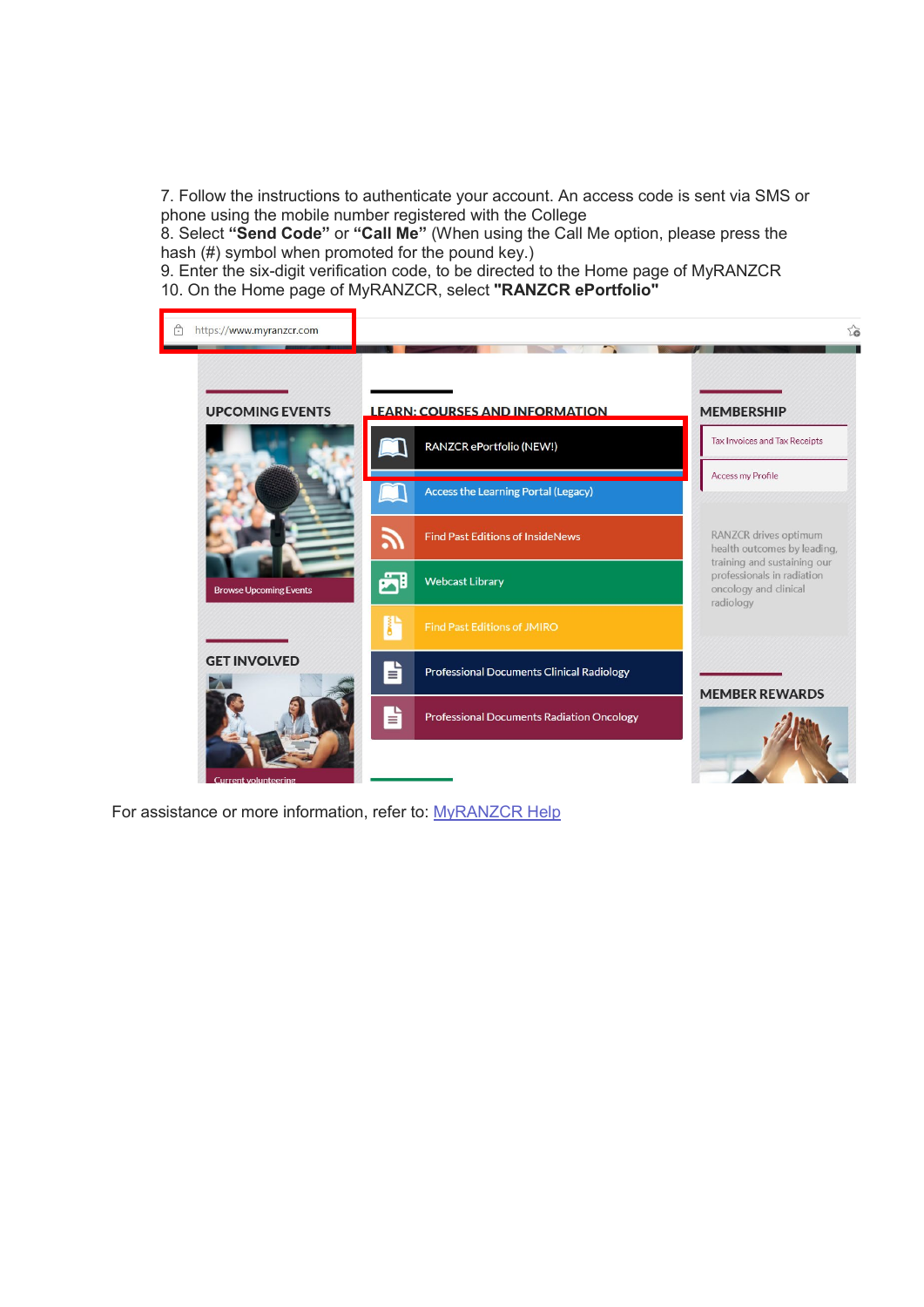7. Follow the instructions to authenticate your account. An access code is sent via SMS or phone using the mobile number registered with the College
8. Select **"Send Code"** or **"Call Me"** (When using the Call Me option, please press the hash (#) symbol when promoted for the pound key.)
9. Enter the six-digit verification code, to be directed to the Home page of MyRANZCR
10. On the Home page of MyRANZCR, select **"RANZCR ePortfolio"**

For assistance or more information, refer to: MyRANZCR Help